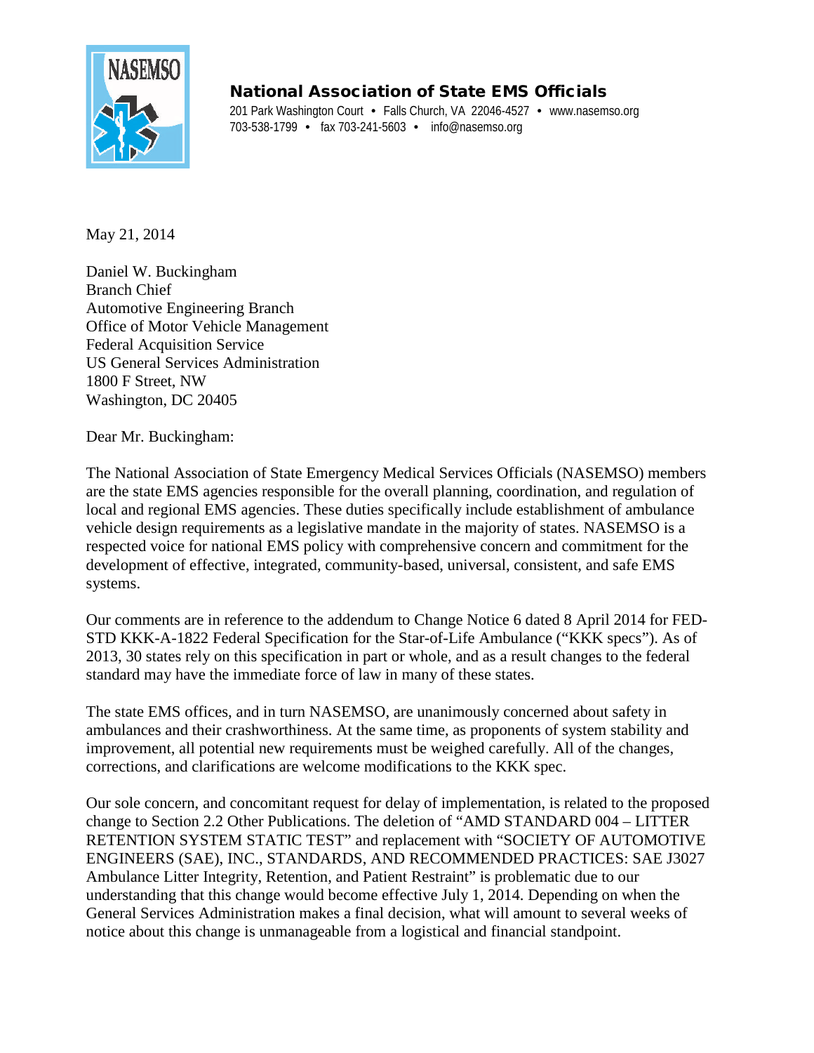**National Association of State EMS Officials**

201 Park Washington Court • Falls Church, VA 22046-4527 • www.nasemso.org
703-538-1799 • fax 703-241-5603 • info@nasemso.org

May 21, 2014

Daniel W. Buckingham
Branch Chief
Automotive Engineering Branch
Office of Motor Vehicle Management
Federal Acquisition Service
US General Services Administration
1800 F Street, NW
Washington, DC 20405

Dear Mr. Buckingham:

The National Association of State Emergency Medical Services Officials (NASEMSO) members are the state EMS agencies responsible for the overall planning, coordination, and regulation of local and regional EMS agencies. These duties specifically include establishment of ambulance vehicle design requirements as a legislative mandate in the majority of states. NASEMSO is a respected voice for national EMS policy with comprehensive concern and commitment for the development of effective, integrated, community-based, universal, consistent, and safe EMS systems.

Our comments are in reference to the addendum to Change Notice 6 dated 8 April 2014 for FED-STD KKK-A-1822 Federal Specification for the Star-of-Life Ambulance ("KKK specs"). As of 2013, 30 states rely on this specification in part or whole, and as a result changes to the federal standard may have the immediate force of law in many of these states.

The state EMS offices, and in turn NASEMSO, are unanimously concerned about safety in ambulances and their crashworthiness. At the same time, as proponents of system stability and improvement, all potential new requirements must be weighed carefully. All of the changes, corrections, and clarifications are welcome modifications to the KKK spec.

Our sole concern, and concomitant request for delay of implementation, is related to the proposed change to Section 2.2 Other Publications. The deletion of "AMD STANDARD 004 – LITTER RETENTION SYSTEM STATIC TEST" and replacement with "SOCIETY OF AUTOMOTIVE ENGINEERS (SAE), INC., STANDARDS, AND RECOMMENDED PRACTICES: SAE J3027 Ambulance Litter Integrity, Retention, and Patient Restraint" is problematic due to our understanding that this change would become effective July 1, 2014. Depending on when the General Services Administration makes a final decision, what will amount to several weeks of notice about this change is unmanageable from a logistical and financial standpoint.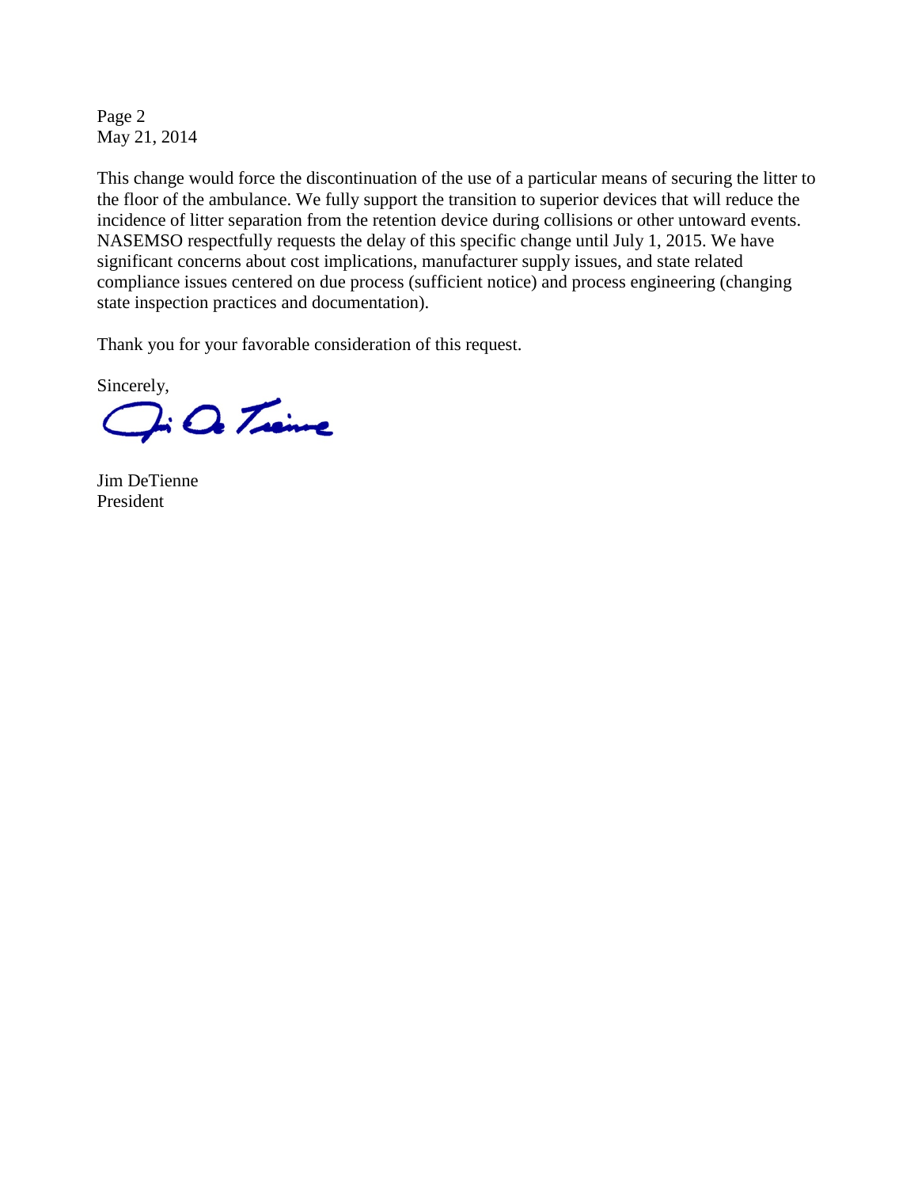This change would force the discontinuation of the use of a particular means of securing the litter to the floor of the ambulance. We fully support the transition to superior devices that will reduce the incidence of litter separation from the retention device during collisions or other untoward events. NASEMSO respectfully requests the delay of this specific change until July 1, 2015. We have significant concerns about cost implications, manufacturer supply issues, and state related compliance issues centered on due process (sufficient notice) and process engineering (changing state inspection practices and documentation).

Thank you for your favorable consideration of this request.

Sincerely,

Jim DeTienne
President